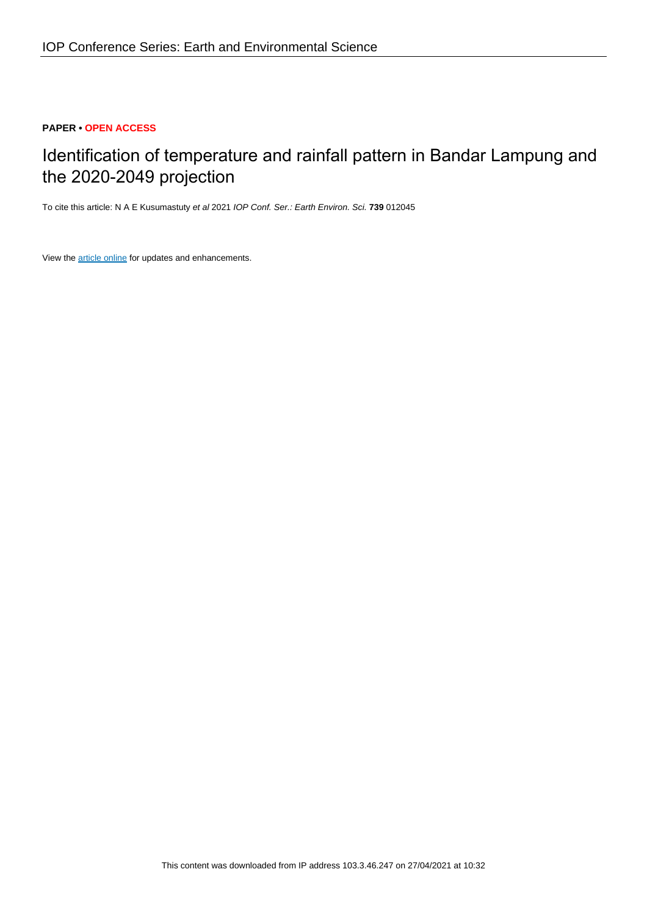**PAPER • OPEN ACCESS**

# Identification of temperature and rainfall pattern in Bandar Lampung and the 2020-2049 projection

To cite this article: N A E Kusumastuty *et al* 2021 *IOP Conf. Ser.: Earth Environ. Sci.* **739** 012045

View the article online for updates and enhancements.

This content was downloaded from IP address 103.3.46.247 on 27/04/2021 at 10:32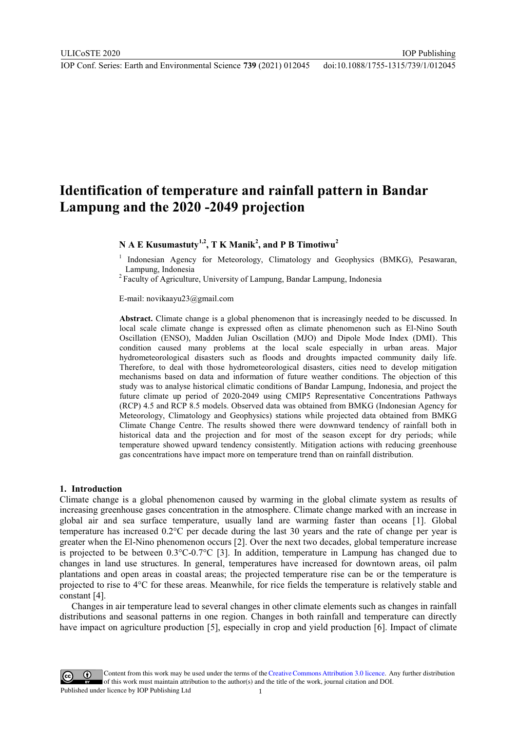# Identification of temperature and rainfall pattern in Bandar Lampung and the 2020 -2049 projection

**N A E Kusumastuty[1,2], T K Manik[2], and P B Timotiwu[2]**

[1] Indonesian Agency for Meteorology, Climatology and Geophysics (BMKG), Pesawaran, Lampung, Indonesia

[2] Faculty of Agriculture, University of Lampung, Bandar Lampung, Indonesia

E-mail: novikaayu23@gmail.com

**Abstract.** Climate change is a global phenomenon that is increasingly needed to be discussed. In local scale climate change is expressed often as climate phenomenon such as El-Nino South Oscillation (ENSO), Madden Julian Oscillation (MJO) and Dipole Mode Index (DMI). This condition caused many problems at the local scale especially in urban areas. Major hydrometeorological disasters such as floods and droughts impacted community daily life. Therefore, to deal with those hydrometeorological disasters, cities need to develop mitigation mechanisms based on data and information of future weather conditions. The objection of this study was to analyse historical climatic conditions of Bandar Lampung, Indonesia, and project the future climate up period of 2020-2049 using CMIP5 Representative Concentrations Pathways (RCP) 4.5 and RCP 8.5 models. Observed data was obtained from BMKG (Indonesian Agency for Meteorology, Climatology and Geophysics) stations while projected data obtained from BMKG Climate Change Centre. The results showed there were downward tendency of rainfall both in historical data and the projection and for most of the season except for dry periods; while temperature showed upward tendency consistently. Mitigation actions with reducing greenhouse gas concentrations have impact more on temperature trend than on rainfall distribution.

## 1. Introduction

Climate change is a global phenomenon caused by warming in the global climate system as results of increasing greenhouse gases concentration in the atmosphere. Climate change marked with an increase in global air and sea surface temperature, usually land are warming faster than oceans [1]. Global temperature has increased 0.2°C per decade during the last 30 years and the rate of change per year is greater when the El-Nino phenomenon occurs [2]. Over the next two decades, global temperature increase is projected to be between 0.3°C-0.7°C [3]. In addition, temperature in Lampung has changed due to changes in land use structures. In general, temperatures have increased for downtown areas, oil palm plantations and open areas in coastal areas; the projected temperature rise can be or the temperature is projected to rise to 4°C for these areas. Meanwhile, for rice fields the temperature is relatively stable and constant [4].

Changes in air temperature lead to several changes in other climate elements such as changes in rainfall distributions and seasonal patterns in one region. Changes in both rainfall and temperature can directly have impact on agriculture production [5], especially in crop and yield production [6]. Impact of climate

Content from this work may be used under the terms of the Creative Commons Attribution 3.0 licence. Any further distribution of this work must maintain attribution to the author(s) and the title of the work, journal citation and DOI.
Published under licence by IOP Publishing Ltd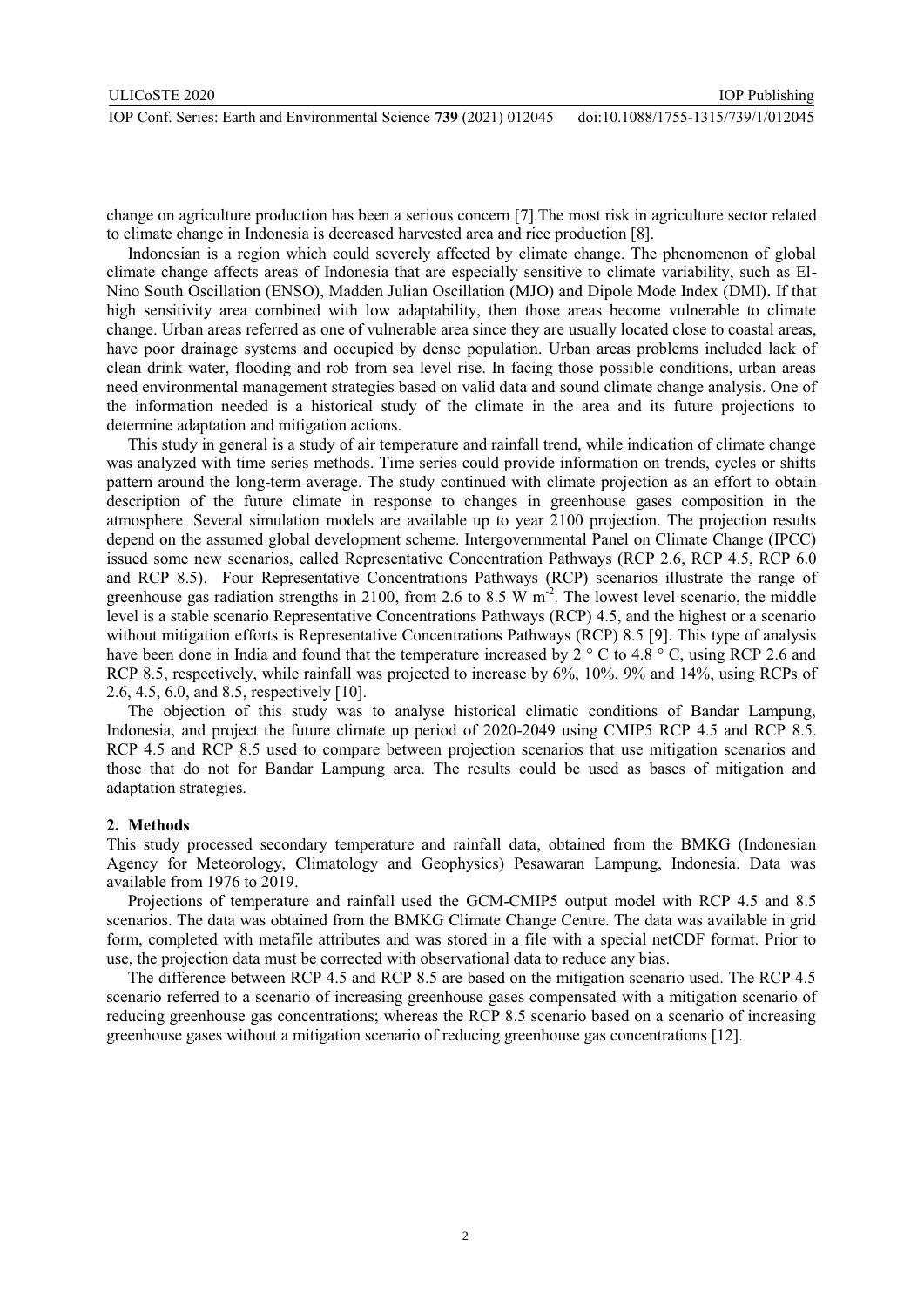change on agriculture production has been a serious concern [7].The most risk in agriculture sector related to climate change in Indonesia is decreased harvested area and rice production [8].

Indonesian is a region which could severely affected by climate change. The phenomenon of global climate change affects areas of Indonesia that are especially sensitive to climate variability, such as El-Nino South Oscillation (ENSO), Madden Julian Oscillation (MJO) and Dipole Mode Index (DMI)**.** If that high sensitivity area combined with low adaptability, then those areas become vulnerable to climate change. Urban areas referred as one of vulnerable area since they are usually located close to coastal areas, have poor drainage systems and occupied by dense population. Urban areas problems included lack of clean drink water, flooding and rob from sea level rise. In facing those possible conditions, urban areas need environmental management strategies based on valid data and sound climate change analysis. One of the information needed is a historical study of the climate in the area and its future projections to determine adaptation and mitigation actions.

This study in general is a study of air temperature and rainfall trend, while indication of climate change was analyzed with time series methods. Time series could provide information on trends, cycles or shifts pattern around the long-term average. The study continued with climate projection as an effort to obtain description of the future climate in response to changes in greenhouse gases composition in the atmosphere. Several simulation models are available up to year 2100 projection. The projection results depend on the assumed global development scheme. Intergovernmental Panel on Climate Change (IPCC) issued some new scenarios, called Representative Concentration Pathways (RCP 2.6, RCP 4.5, RCP 6.0 and RCP 8.5). Four Representative Concentrations Pathways (RCP) scenarios illustrate the range of greenhouse gas radiation strengths in 2100, from 2.6 to 8.5 W $m^{-2}$. The lowest level scenario, the middle level is a stable scenario Representative Concentrations Pathways (RCP) 4.5, and the highest or a scenario without mitigation efforts is Representative Concentrations Pathways (RCP) 8.5 [9]. This type of analysis have been done in India and found that the temperature increased by 2 ° C to 4.8 ° C, using RCP 2.6 and RCP 8.5, respectively, while rainfall was projected to increase by 6%, 10%, 9% and 14%, using RCPs of 2.6, 4.5, 6.0, and 8.5, respectively [10].

The objection of this study was to analyse historical climatic conditions of Bandar Lampung, Indonesia, and project the future climate up period of 2020-2049 using CMIP5 RCP 4.5 and RCP 8.5. RCP 4.5 and RCP 8.5 used to compare between projection scenarios that use mitigation scenarios and those that do not for Bandar Lampung area. The results could be used as bases of mitigation and adaptation strategies.

## 2. Methods

This study processed secondary temperature and rainfall data, obtained from the BMKG (Indonesian Agency for Meteorology, Climatology and Geophysics) Pesawaran Lampung, Indonesia. Data was available from 1976 to 2019.

Projections of temperature and rainfall used the GCM-CMIP5 output model with RCP 4.5 and 8.5 scenarios. The data was obtained from the BMKG Climate Change Centre. The data was available in grid form, completed with metafile attributes and was stored in a file with a special netCDF format. Prior to use, the projection data must be corrected with observational data to reduce any bias.

The difference between RCP 4.5 and RCP 8.5 are based on the mitigation scenario used. The RCP 4.5 scenario referred to a scenario of increasing greenhouse gases compensated with a mitigation scenario of reducing greenhouse gas concentrations; whereas the RCP 8.5 scenario based on a scenario of increasing greenhouse gases without a mitigation scenario of reducing greenhouse gas concentrations [12].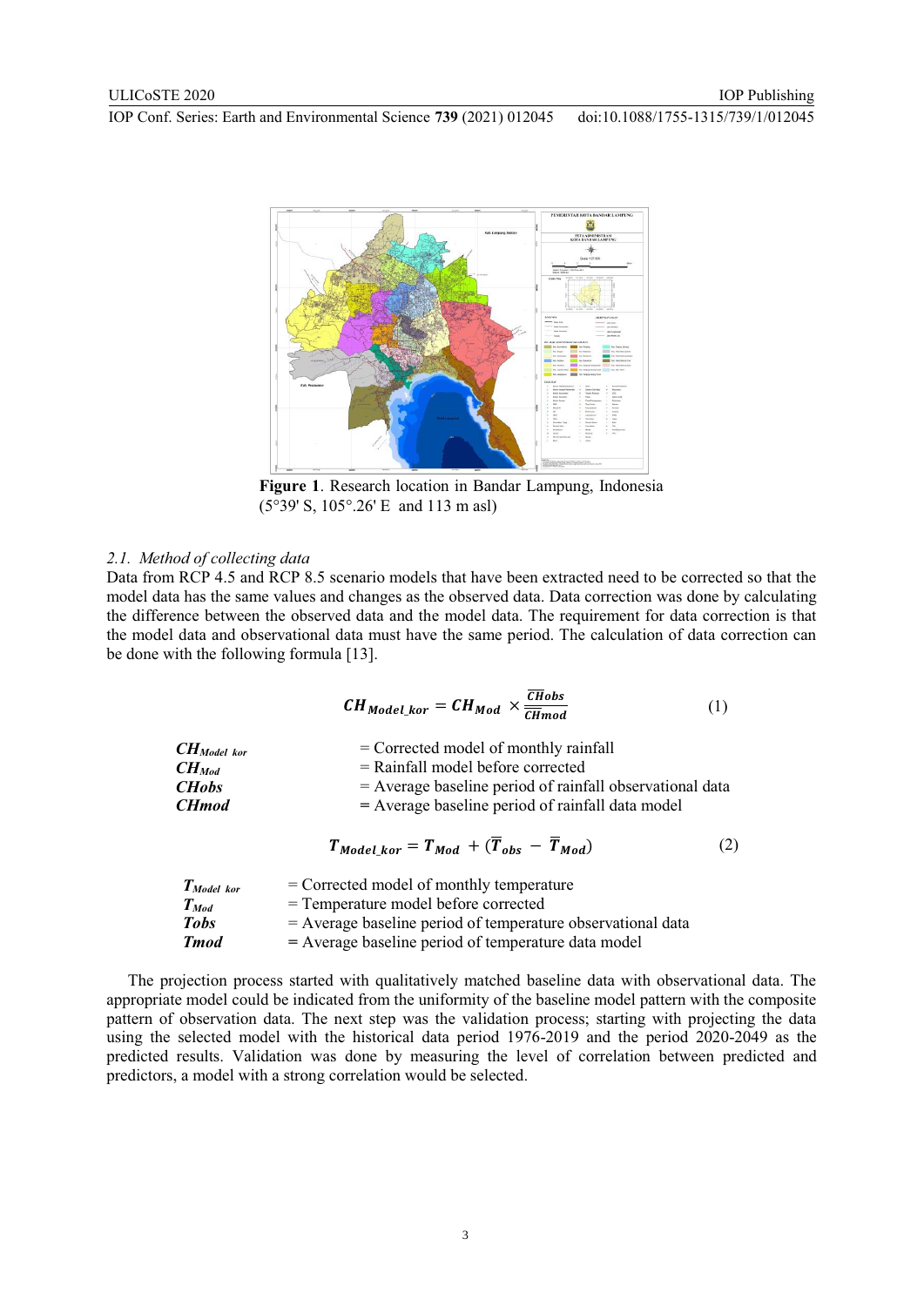Figure 1. Research location in Bandar Lampung, Indonesia (5°39' S, 105°.26' E and 113 m asl)

### 2.1. Method of collecting data

Data from RCP 4.5 and RCP 8.5 scenario models that have been extracted need to be corrected so that the model data has the same values and changes as the observed data. Data correction was done by calculating the difference between the observed data and the model data. The requirement for data correction is that the model data and observational data must have the same period. The calculation of data correction can be done with the following formula [13].

$$CH_{Model\_kor} = CH_{Mod} \times \frac{\overline{CHobs}}{\overline{CHmod}} \quad (1)$$

$CH_{Model\ kor}$ = Corrected model of monthly rainfall
$CH_{Mod}$ = Rainfall model before corrected
$CHobs$ = Average baseline period of rainfall observational data
$CHmod$ = Average baseline period of rainfall data model

$$T_{Model\_kor} = T_{Mod} + (\overline{T}_{obs} - \overline{T}_{Mod}) \quad (2)$$

$T_{Model\ kor}$ = Corrected model of monthly temperature
$T_{Mod}$ = Temperature model before corrected
$Tobs$ = Average baseline period of temperature observational data
$Tmod$ = Average baseline period of temperature data model

The projection process started with qualitatively matched baseline data with observational data. The appropriate model could be indicated from the uniformity of the baseline model pattern with the composite pattern of observation data. The next step was the validation process; starting with projecting the data using the selected model with the historical data period 1976-2019 and the period 2020-2049 as the predicted results. Validation was done by measuring the level of correlation between predicted and predictors, a model with a strong correlation would be selected.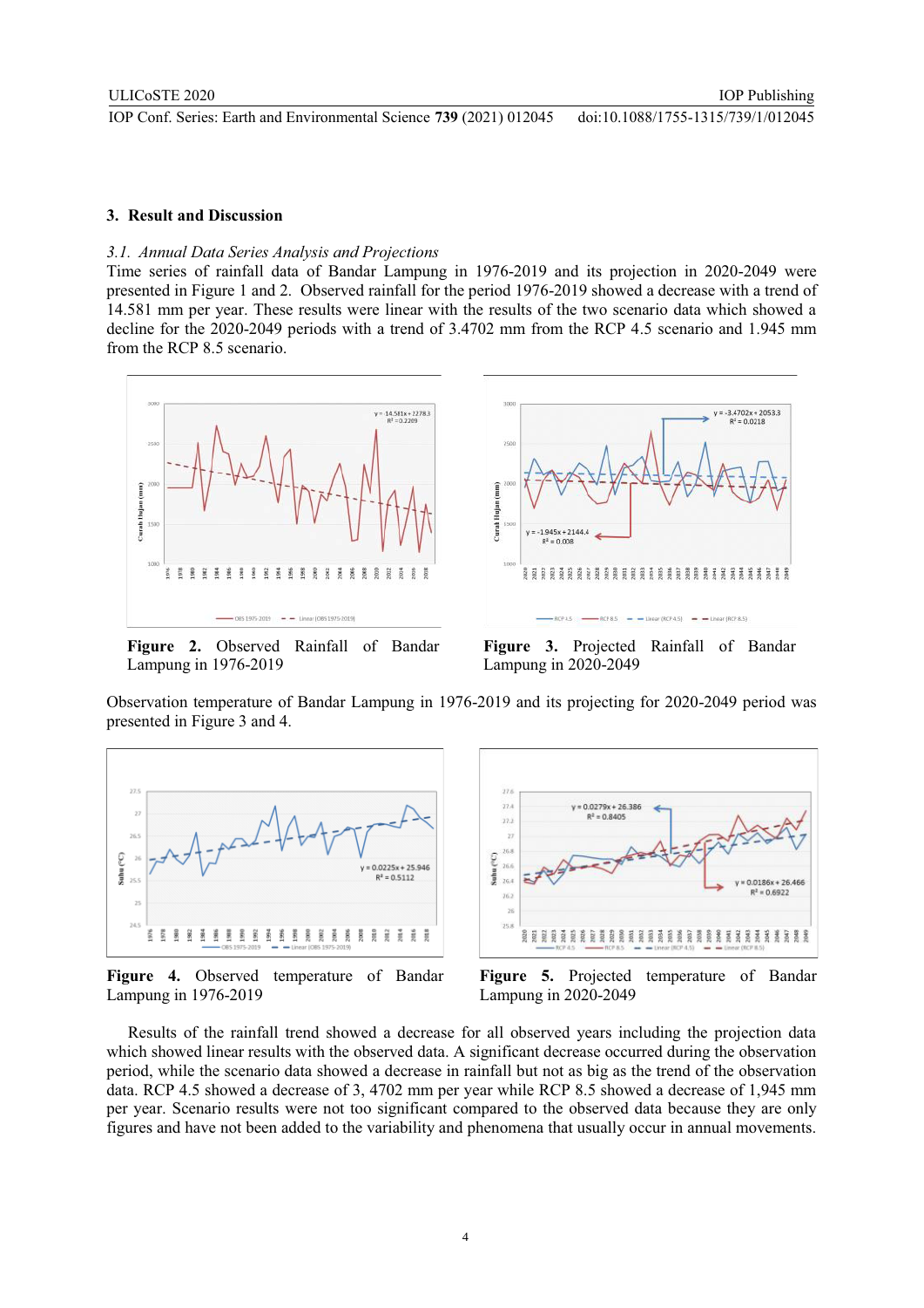## 3. Result and Discussion

### 3.1. *Annual Data Series Analysis and Projections*

Time series of rainfall data of Bandar Lampung in 1976-2019 and its projection in 2020-2049 were presented in Figure 1 and 2. Observed rainfall for the period 1976-2019 showed a decrease with a trend of 14.581 mm per year. These results were linear with the results of the two scenario data which showed a decline for the 2020-2049 periods with a trend of 3.4702 mm from the RCP 4.5 scenario and 1.945 mm from the RCP 8.5 scenario.

**Figure 2.** Observed Rainfall of Bandar Lampung in 1976-2019

**Figure 3.** Projected Rainfall of Bandar Lampung in 2020-2049

Observation temperature of Bandar Lampung in 1976-2019 and its projecting for 2020-2049 period was presented in Figure 3 and 4.

**Figure 4.** Observed temperature of Bandar Lampung in 1976-2019

**Figure 5.** Projected temperature of Bandar Lampung in 2020-2049

Results of the rainfall trend showed a decrease for all observed years including the projection data which showed linear results with the observed data. A significant decrease occurred during the observation period, while the scenario data showed a decrease in rainfall but not as big as the trend of the observation data. RCP 4.5 showed a decrease of 3, 4702 mm per year while RCP 8.5 showed a decrease of 1,945 mm per year. Scenario results were not too significant compared to the observed data because they are only figures and have not been added to the variability and phenomena that usually occur in annual movements.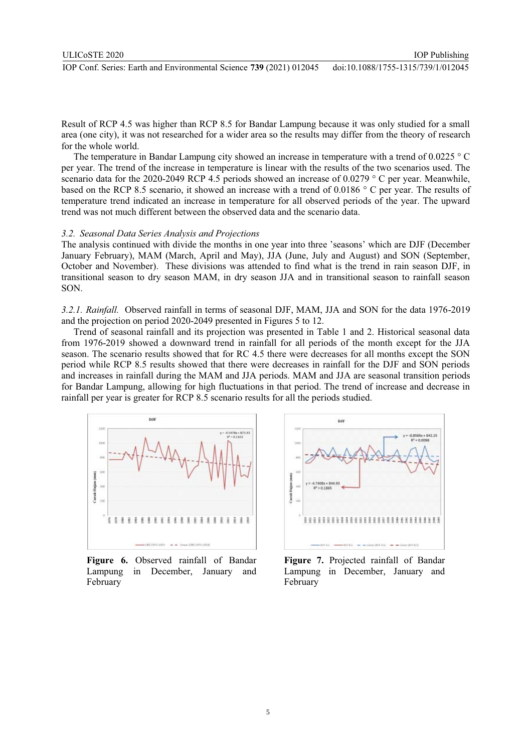Result of RCP 4.5 was higher than RCP 8.5 for Bandar Lampung because it was only studied for a small area (one city), it was not researched for a wider area so the results may differ from the theory of research for the whole world.

The temperature in Bandar Lampung city showed an increase in temperature with a trend of 0.0225 ° C per year. The trend of the increase in temperature is linear with the results of the two scenarios used. The scenario data for the 2020-2049 RCP 4.5 periods showed an increase of 0.0279 ° C per year. Meanwhile, based on the RCP 8.5 scenario, it showed an increase with a trend of 0.0186 ° C per year. The results of temperature trend indicated an increase in temperature for all observed periods of the year. The upward trend was not much different between the observed data and the scenario data.

### *3.2. Seasonal Data Series Analysis and Projections*

The analysis continued with divide the months in one year into three 'seasons' which are DJF (December January February), MAM (March, April and May), JJA (June, July and August) and SON (September, October and November). These divisions was attended to find what is the trend in rain season DJF, in transitional season to dry season MAM, in dry season JJA and in transitional season to rainfall season SON.

*3.2.1. Rainfall.* Observed rainfall in terms of seasonal DJF, MAM, JJA and SON for the data 1976-2019 and the projection on period 2020-2049 presented in Figures 5 to 12.

Trend of seasonal rainfall and its projection was presented in Table 1 and 2. Historical seasonal data from 1976-2019 showed a downward trend in rainfall for all periods of the month except for the JJA season. The scenario results showed that for RC 4.5 there were decreases for all months except the SON period while RCP 8.5 results showed that there were decreases in rainfall for the DJF and SON periods and increases in rainfall during the MAM and JJA periods. MAM and JJA are seasonal transition periods for Bandar Lampung, allowing for high fluctuations in that period. The trend of increase and decrease in rainfall per year is greater for RCP 8.5 scenario results for all the periods studied.

**Figure 6.** Observed rainfall of Bandar Lampung in December, January and February

**Figure 7.** Projected rainfall of Bandar Lampung in December, January and February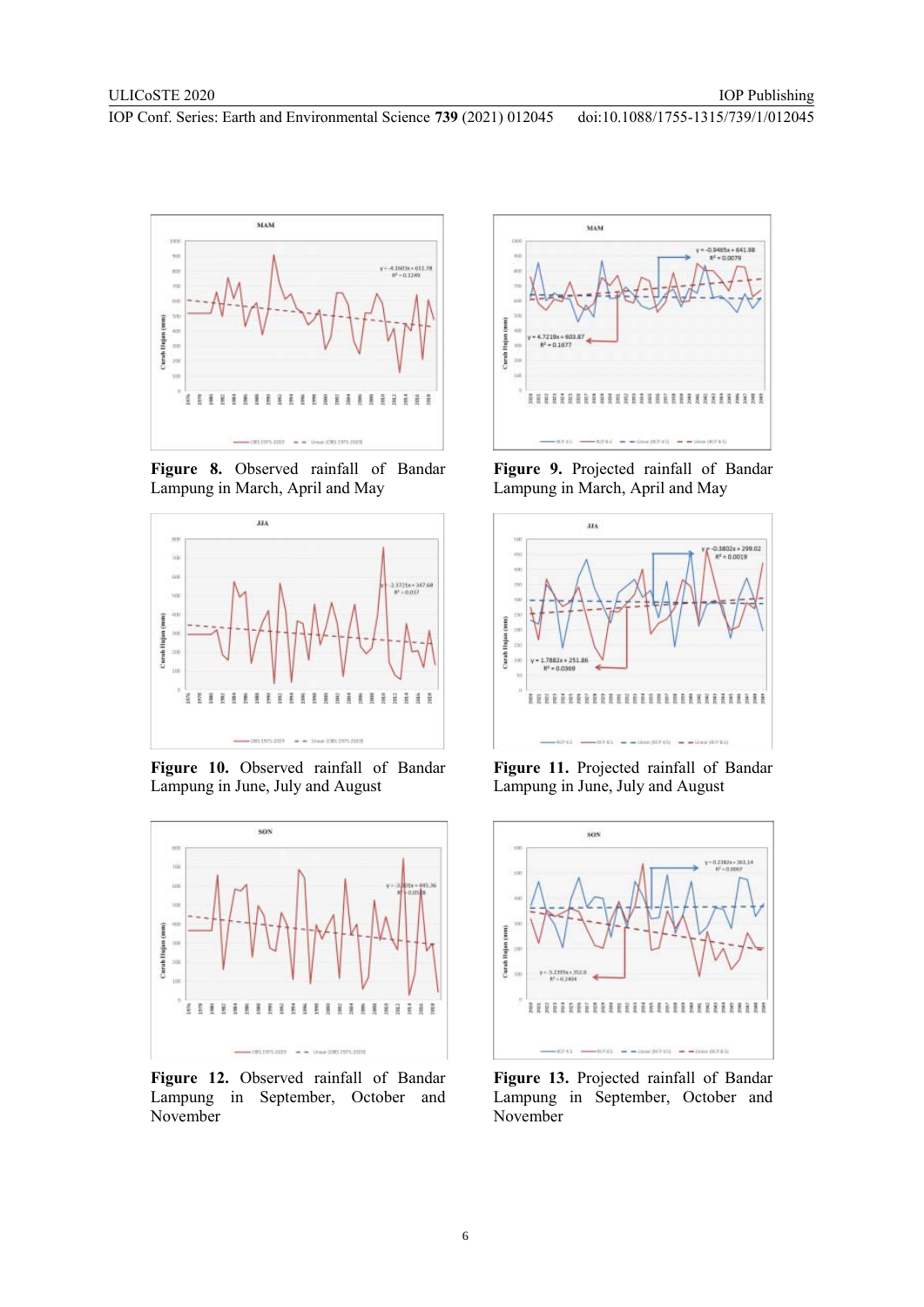**Figure 8.** Observed rainfall of Bandar Lampung in March, April and May

**Figure 9.** Projected rainfall of Bandar Lampung in March, April and May

**Figure 10.** Observed rainfall of Bandar Lampung in June, July and August

**Figure 11.** Projected rainfall of Bandar Lampung in June, July and August

**Figure 12.** Observed rainfall of Bandar Lampung in September, October and November

**Figure 13.** Projected rainfall of Bandar Lampung in September, October and November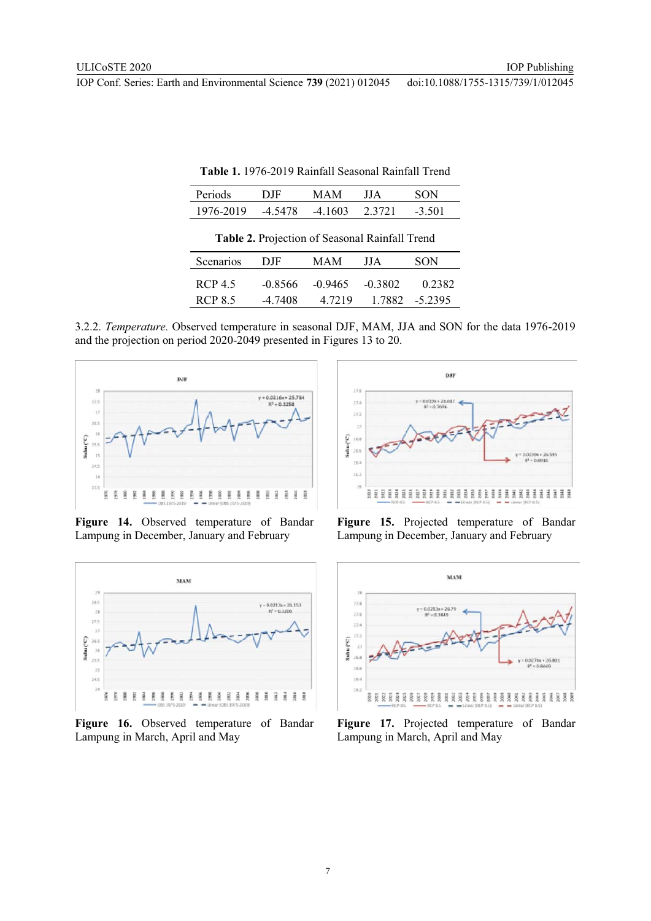**Table 1.** 1976-2019 Rainfall Seasonal Rainfall Trend

| Periods | DJF | MAM | JJA | SON |
|---|---|---|---|---|
| 1976-2019 | -4.5478 | -4.1603 | 2.3721 | -3.501 |

**Table 2.** Projection of Seasonal Rainfall Trend

| Scenarios | DJF | MAM | JJA | SON |
|---|---|---|---|---|
| RCP 4.5 | -0.8566 | -0.9465 | -0.3802 | 0.2382 |
| RCP 8.5 | -4.7408 | 4.7219 | 1.7882 | -5.2395 |

3.2.2. *Temperature.* Observed temperature in seasonal DJF, MAM, JJA and SON for the data 1976-2019 and the projection on period 2020-2049 presented in Figures 13 to 20.

**Figure 14.** Observed temperature of Bandar Lampung in December, January and February

**Figure 15.** Projected temperature of Bandar Lampung in December, January and February

**Figure 16.** Observed temperature of Bandar Lampung in March, April and May

**Figure 17.** Projected temperature of Bandar Lampung in March, April and May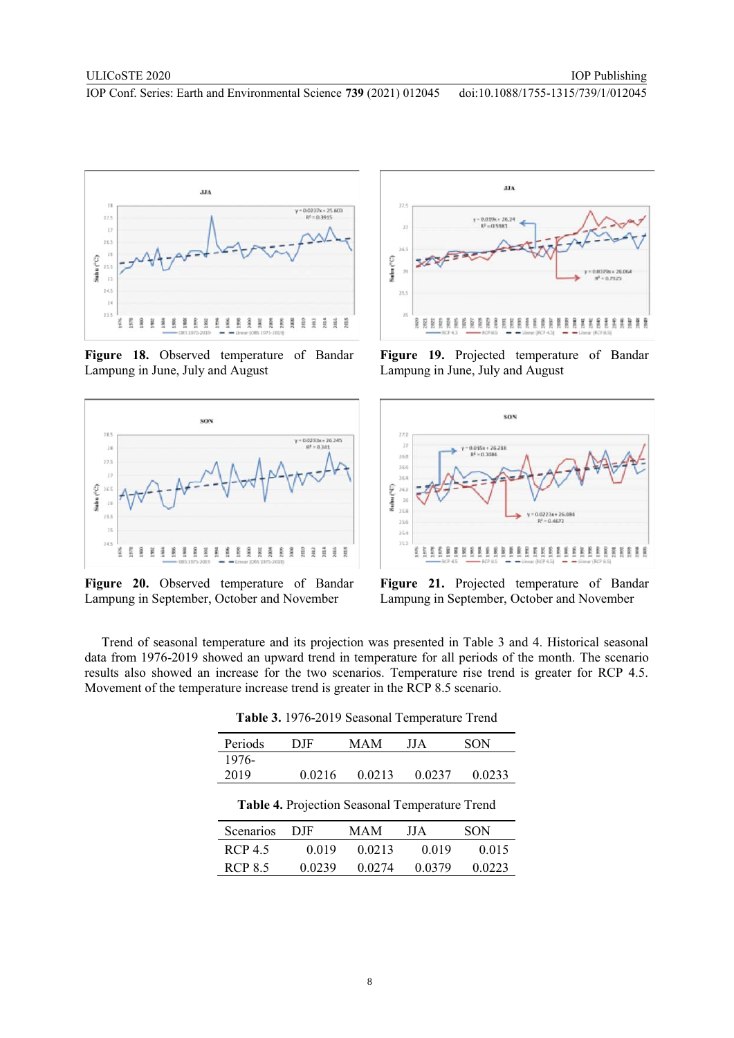**Figure 18.** Observed temperature of Bandar Lampung in June, July and August

**Figure 19.** Projected temperature of Bandar Lampung in June, July and August

**Figure 20.** Observed temperature of Bandar Lampung in September, October and November

**Figure 21.** Projected temperature of Bandar Lampung in September, October and November

Trend of seasonal temperature and its projection was presented in Table 3 and 4. Historical seasonal data from 1976-2019 showed an upward trend in temperature for all periods of the month. The scenario results also showed an increase for the two scenarios. Temperature rise trend is greater for RCP 4.5. Movement of the temperature increase trend is greater in the RCP 8.5 scenario.

**Table 3.** 1976-2019 Seasonal Temperature Trend

| Periods | DJF | MAM | JJA | SON |
|---|---|---|---|---|
| 1976-2019 | 0.0216 | 0.0213 | 0.0237 | 0.0233 |

**Table 4.** Projection Seasonal Temperature Trend

| Scenarios | DJF | MAM | JJA | SON |
|---|---|---|---|---|
| RCP 4.5 | 0.019 | 0.0213 | 0.019 | 0.015 |
| RCP 8.5 | 0.0239 | 0.0274 | 0.0379 | 0.0223 |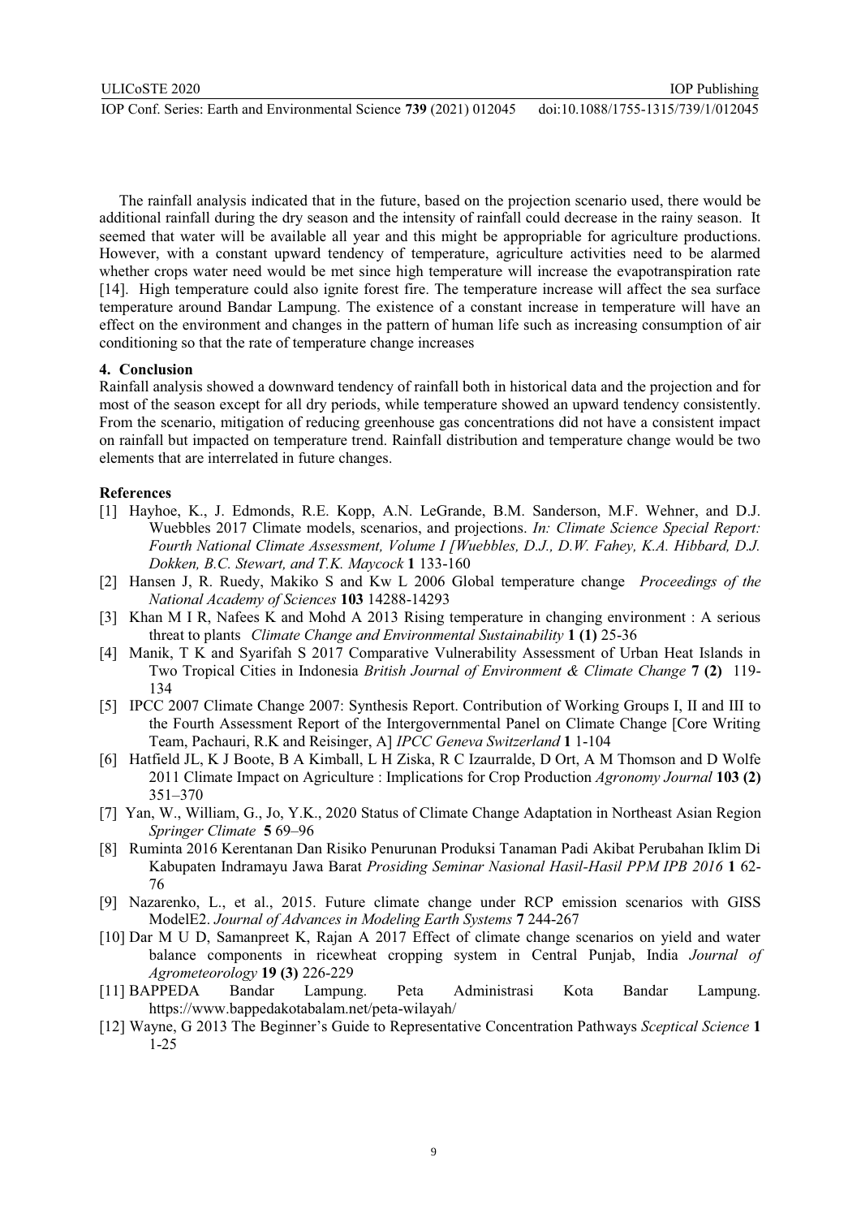The rainfall analysis indicated that in the future, based on the projection scenario used, there would be additional rainfall during the dry season and the intensity of rainfall could decrease in the rainy season. It seemed that water will be available all year and this might be appropriable for agriculture productions. However, with a constant upward tendency of temperature, agriculture activities need to be alarmed whether crops water need would be met since high temperature will increase the evapotranspiration rate [14]. High temperature could also ignite forest fire. The temperature increase will affect the sea surface temperature around Bandar Lampung. The existence of a constant increase in temperature will have an effect on the environment and changes in the pattern of human life such as increasing consumption of air conditioning so that the rate of temperature change increases

## 4. Conclusion

Rainfall analysis showed a downward tendency of rainfall both in historical data and the projection and for most of the season except for all dry periods, while temperature showed an upward tendency consistently. From the scenario, mitigation of reducing greenhouse gas concentrations did not have a consistent impact on rainfall but impacted on temperature trend. Rainfall distribution and temperature change would be two elements that are interrelated in future changes.

## References

[1] Hayhoe, K., J. Edmonds, R.E. Kopp, A.N. LeGrande, B.M. Sanderson, M.F. Wehner, and D.J. Wuebbles 2017 Climate models, scenarios, and projections. *In: Climate Science Special Report: Fourth National Climate Assessment, Volume I [Wuebbles, D.J., D.W. Fahey, K.A. Hibbard, D.J. Dokken, B.C. Stewart, and T.K. Maycock* **1** 133-160

[2] Hansen J, R. Ruedy, Makiko S and Kw L 2006 Global temperature change *Proceedings of the National Academy of Sciences* **103** 14288-14293

[3] Khan M I R, Nafees K and Mohd A 2013 Rising temperature in changing environment : A serious threat to plants *Climate Change and Environmental Sustainability* **1 (1)** 25-36

[4] Manik, T K and Syarifah S 2017 Comparative Vulnerability Assessment of Urban Heat Islands in Two Tropical Cities in Indonesia *British Journal of Environment & Climate Change* **7 (2)** 119-134

[5] IPCC 2007 Climate Change 2007: Synthesis Report. Contribution of Working Groups I, II and III to the Fourth Assessment Report of the Intergovernmental Panel on Climate Change [Core Writing Team, Pachauri, R.K and Reisinger, A] *IPCC Geneva Switzerland* **1** 1-104

[6] Hatfield JL, K J Boote, B A Kimball, L H Ziska, R C Izaurralde, D Ort, A M Thomson and D Wolfe 2011 Climate Impact on Agriculture : Implications for Crop Production *Agronomy Journal* **103 (2)** 351–370

[7] Yan, W., William, G., Jo, Y.K., 2020 Status of Climate Change Adaptation in Northeast Asian Region *Springer Climate* **5** 69–96

[8] Ruminta 2016 Kerentanan Dan Risiko Penurunan Produksi Tanaman Padi Akibat Perubahan Iklim Di Kabupaten Indramayu Jawa Barat *Prosiding Seminar Nasional Hasil-Hasil PPM IPB 2016* **1** 62-76

[9] Nazarenko, L., et al., 2015. Future climate change under RCP emission scenarios with GISS ModelE2. *Journal of Advances in Modeling Earth Systems* **7** 244-267

[10] Dar M U D, Samanpreet K, Rajan A 2017 Effect of climate change scenarios on yield and water balance components in ricewheat cropping system in Central Punjab, India *Journal of Agrometeorology* **19 (3)** 226-229

[11] BAPPEDA Bandar Lampung. Peta Administrasi Kota Bandar Lampung. https://www.bappedakotabalam.net/peta-wilayah/

[12] Wayne, G 2013 The Beginner's Guide to Representative Concentration Pathways *Sceptical Science* **1** 1-25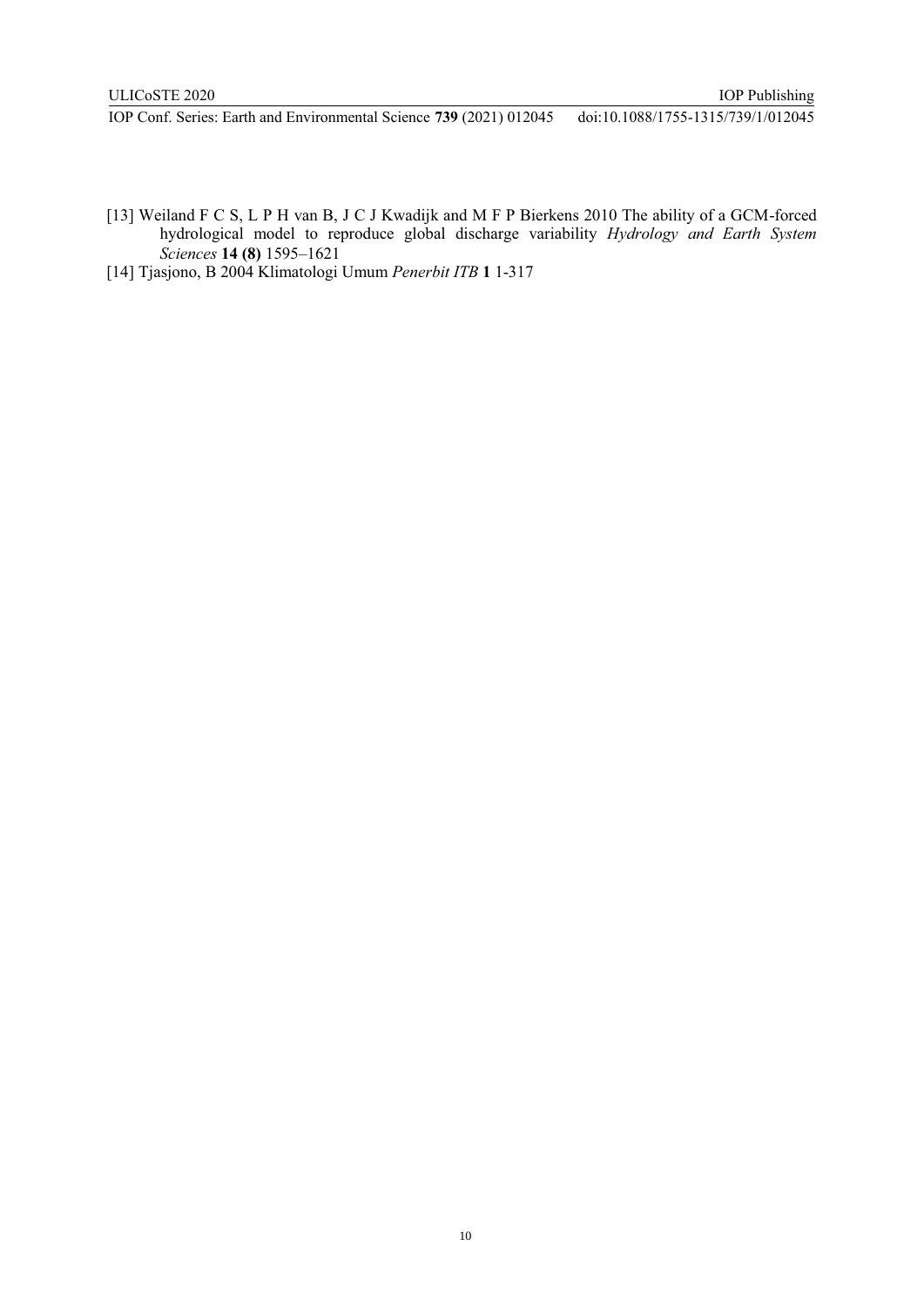[13] Weiland F C S, L P H van B, J C J Kwadijk and M F P Bierkens 2010 The ability of a GCM-forced hydrological model to reproduce global discharge variability *Hydrology and Earth System Sciences* **14 (8)** 1595–1621

[14] Tjasjono, B 2004 Klimatologi Umum *Penerbit ITB* **1** 1-317